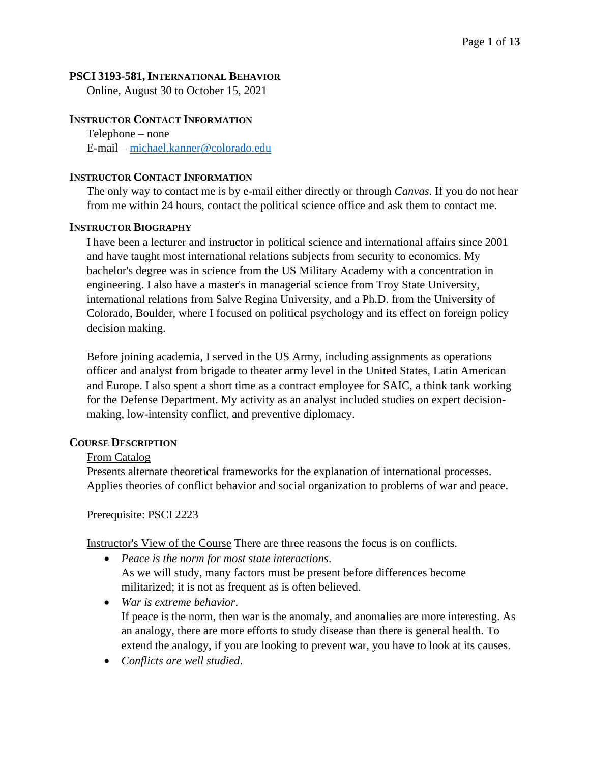**PSCI 3193-581, INTERNATIONAL BEHAVIOR**

Online, August 30 to October 15, 2021

**INSTRUCTOR CONTACT INFORMATION**

Telephone – none
E-mail – michael.kanner@colorado.edu

**INSTRUCTOR CONTACT INFORMATION**

The only way to contact me is by e-mail either directly or through *Canvas*. If you do not hear from me within 24 hours, contact the political science office and ask them to contact me.

**INSTRUCTOR BIOGRAPHY**

I have been a lecturer and instructor in political science and international affairs since 2001 and have taught most international relations subjects from security to economics. My bachelor's degree was in science from the US Military Academy with a concentration in engineering. I also have a master's in managerial science from Troy State University, international relations from Salve Regina University, and a Ph.D. from the University of Colorado, Boulder, where I focused on political psychology and its effect on foreign policy decision making.

Before joining academia, I served in the US Army, including assignments as operations officer and analyst from brigade to theater army level in the United States, Latin American and Europe. I also spent a short time as a contract employee for SAIC, a think tank working for the Defense Department. My activity as an analyst included studies on expert decision-making, low-intensity conflict, and preventive diplomacy.

**COURSE DESCRIPTION**

From Catalog

Presents alternate theoretical frameworks for the explanation of international processes. Applies theories of conflict behavior and social organization to problems of war and peace.

Prerequisite: PSCI 2223

Instructor's View of the Course There are three reasons the focus is on conflicts.

- *Peace is the norm for most state interactions*.
  As we will study, many factors must be present before differences become militarized; it is not as frequent as is often believed.
- *War is extreme behavior*.
  If peace is the norm, then war is the anomaly, and anomalies are more interesting. As an analogy, there are more efforts to study disease than there is general health. To extend the analogy, if you are looking to prevent war, you have to look at its causes.
- *Conflicts are well studied*.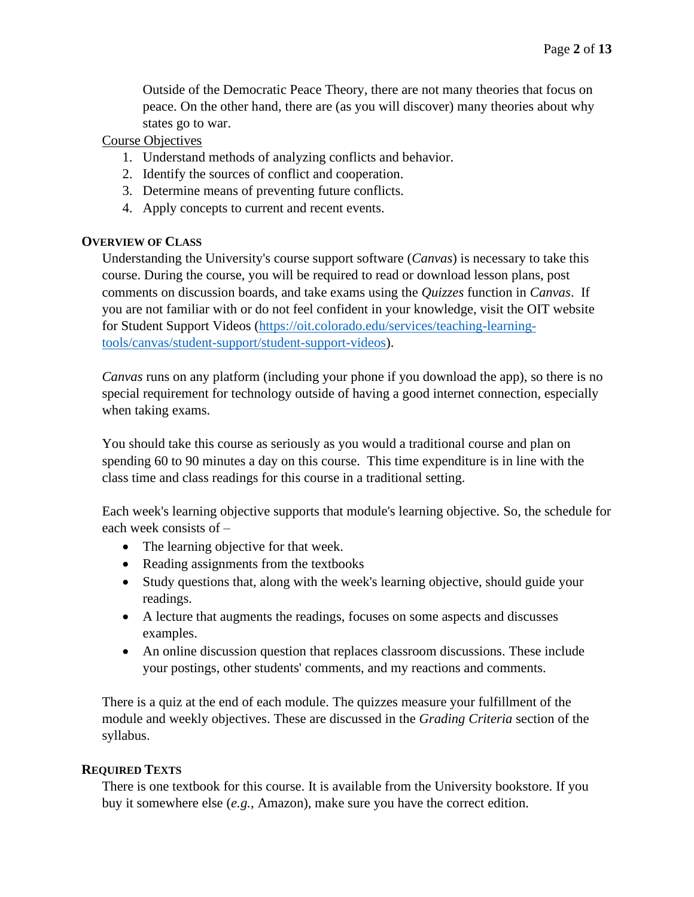Outside of the Democratic Peace Theory, there are not many theories that focus on peace. On the other hand, there are (as you will discover) many theories about why states go to war.

Course Objectives

1. Understand methods of analyzing conflicts and behavior.
2. Identify the sources of conflict and cooperation.
3. Determine means of preventing future conflicts.
4. Apply concepts to current and recent events.

## OVERVIEW OF CLASS

Understanding the University's course support software (*Canvas*) is necessary to take this course. During the course, you will be required to read or download lesson plans, post comments on discussion boards, and take exams using the *Quizzes* function in *Canvas*. If you are not familiar with or do not feel confident in your knowledge, visit the OIT website for Student Support Videos (https://oit.colorado.edu/services/teaching-learning-tools/canvas/student-support/student-support-videos).

*Canvas* runs on any platform (including your phone if you download the app), so there is no special requirement for technology outside of having a good internet connection, especially when taking exams.

You should take this course as seriously as you would a traditional course and plan on spending 60 to 90 minutes a day on this course. This time expenditure is in line with the class time and class readings for this course in a traditional setting.

Each week's learning objective supports that module's learning objective. So, the schedule for each week consists of –

- The learning objective for that week.
- Reading assignments from the textbooks
- Study questions that, along with the week's learning objective, should guide your readings.
- A lecture that augments the readings, focuses on some aspects and discusses examples.
- An online discussion question that replaces classroom discussions. These include your postings, other students' comments, and my reactions and comments.

There is a quiz at the end of each module. The quizzes measure your fulfillment of the module and weekly objectives. These are discussed in the *Grading Criteria* section of the syllabus.

## REQUIRED TEXTS

There is one textbook for this course. It is available from the University bookstore. If you buy it somewhere else (*e.g.*, Amazon), make sure you have the correct edition.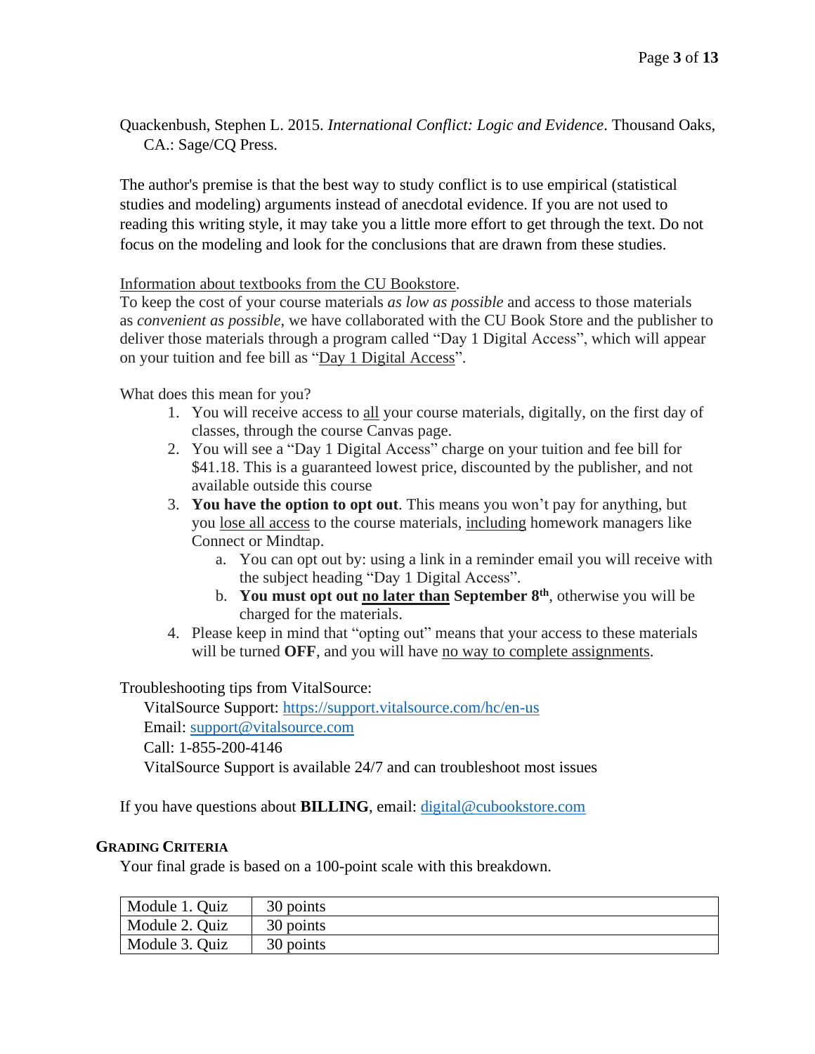Quackenbush, Stephen L. 2015. *International Conflict: Logic and Evidence*. Thousand Oaks, CA.: Sage/CQ Press.

The author's premise is that the best way to study conflict is to use empirical (statistical studies and modeling) arguments instead of anecdotal evidence. If you are not used to reading this writing style, it may take you a little more effort to get through the text. Do not focus on the modeling and look for the conclusions that are drawn from these studies.

Information about textbooks from the CU Bookstore.

To keep the cost of your course materials *as low as possible* and access to those materials as *convenient as possible*, we have collaborated with the CU Book Store and the publisher to deliver those materials through a program called "Day 1 Digital Access", which will appear on your tuition and fee bill as "Day 1 Digital Access".

What does this mean for you?

1. You will receive access to all your course materials, digitally, on the first day of classes, through the course Canvas page.
2. You will see a "Day 1 Digital Access" charge on your tuition and fee bill for $41.18. This is a guaranteed lowest price, discounted by the publisher, and not available outside this course
3. **You have the option to opt out**. This means you won't pay for anything, but you lose all access to the course materials, including homework managers like Connect or Mindtap.
    a. You can opt out by: using a link in a reminder email you will receive with the subject heading "Day 1 Digital Access".
    b. **You must opt out no later than September 8th**, otherwise you will be charged for the materials.
4. Please keep in mind that "opting out" means that your access to these materials will be turned **OFF**, and you will have no way to complete assignments.

Troubleshooting tips from VitalSource:

VitalSource Support: https://support.vitalsource.com/hc/en-us
Email: support@vitalsource.com
Call: 1-855-200-4146
VitalSource Support is available 24/7 and can troubleshoot most issues

If you have questions about **BILLING**, email: digital@cubookstore.com

## GRADING CRITERIA

Your final grade is based on a 100-point scale with this breakdown.

| Module 1. Quiz | 30 points |
|---|---|
| Module 2. Quiz | 30 points |
| Module 3. Quiz | 30 points |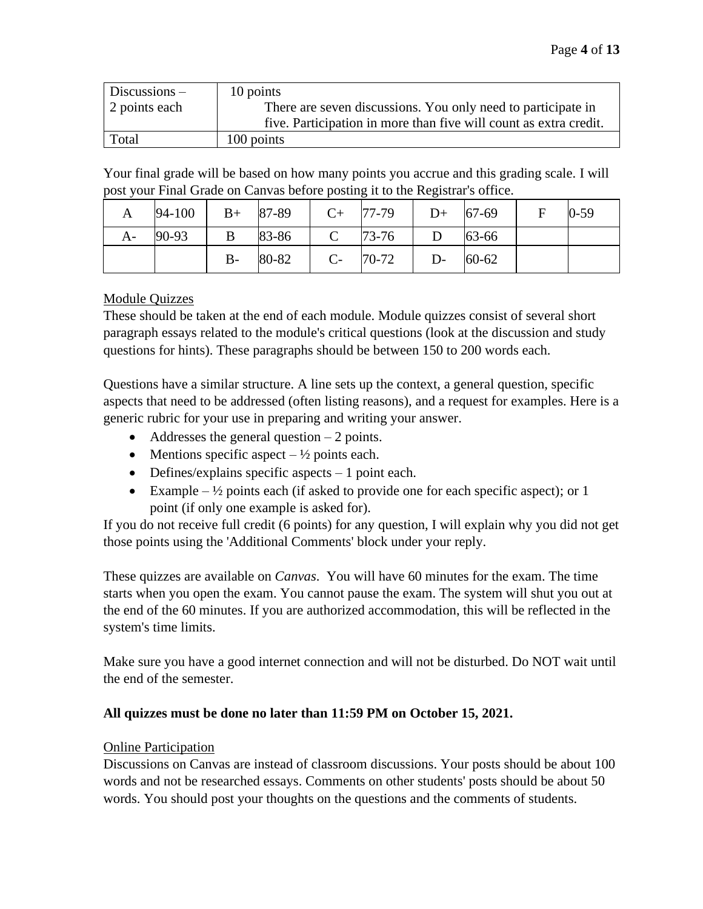| Discussions – 2 points each | 10 points<br>There are seven discussions. You only need to participate in five. Participation in more than five will count as extra credit. |
|---|---|
| Total | 100 points |

Your final grade will be based on how many points you accrue and this grading scale. I will post your Final Grade on Canvas before posting it to the Registrar's office.

| A | 94-100 | B+ | 87-89 | C+ | 77-79 | D+ | 67-69 | F | 0-59 |
|---|---|---|---|---|---|---|---|---|---|
| A- | 90-93 | B | 83-86 | C | 73-76 | D | 63-66 | | |
| | | B- | 80-82 | C- | 70-72 | D- | 60-62 | | |

Module Quizzes

These should be taken at the end of each module. Module quizzes consist of several short paragraph essays related to the module's critical questions (look at the discussion and study questions for hints). These paragraphs should be between 150 to 200 words each.

Questions have a similar structure. A line sets up the context, a general question, specific aspects that need to be addressed (often listing reasons), and a request for examples. Here is a generic rubric for your use in preparing and writing your answer.

- Addresses the general question – 2 points.
- Mentions specific aspect – ½ points each.
- Defines/explains specific aspects – 1 point each.
- Example – ½ points each (if asked to provide one for each specific aspect); or 1 point (if only one example is asked for).

If you do not receive full credit (6 points) for any question, I will explain why you did not get those points using the 'Additional Comments' block under your reply.

These quizzes are available on *Canvas*. You will have 60 minutes for the exam. The time starts when you open the exam. You cannot pause the exam. The system will shut you out at the end of the 60 minutes. If you are authorized accommodation, this will be reflected in the system's time limits.

Make sure you have a good internet connection and will not be disturbed. Do NOT wait until the end of the semester.

**All quizzes must be done no later than 11:59 PM on October 15, 2021.**

Online Participation

Discussions on Canvas are instead of classroom discussions. Your posts should be about 100 words and not be researched essays. Comments on other students' posts should be about 50 words. You should post your thoughts on the questions and the comments of students.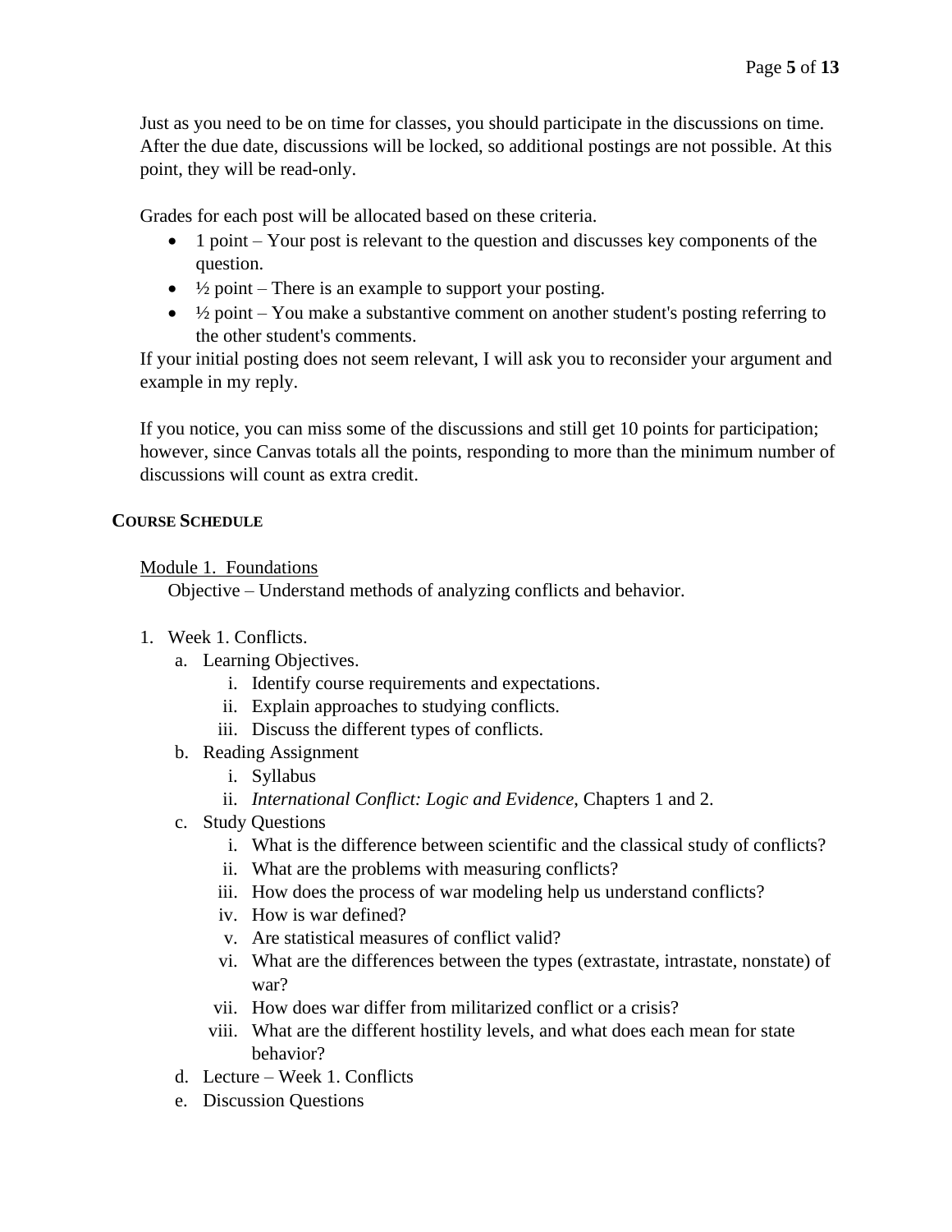Just as you need to be on time for classes, you should participate in the discussions on time. After the due date, discussions will be locked, so additional postings are not possible. At this point, they will be read-only.

Grades for each post will be allocated based on these criteria.

- 1 point – Your post is relevant to the question and discusses key components of the question.
- ½ point – There is an example to support your posting.
- ½ point – You make a substantive comment on another student's posting referring to the other student's comments.

If your initial posting does not seem relevant, I will ask you to reconsider your argument and example in my reply.

If you notice, you can miss some of the discussions and still get 10 points for participation; however, since Canvas totals all the points, responding to more than the minimum number of discussions will count as extra credit.

## COURSE SCHEDULE

Module 1. Foundations

Objective – Understand methods of analyzing conflicts and behavior.

1. Week 1. Conflicts.
   a. Learning Objectives.
      i. Identify course requirements and expectations.
      ii. Explain approaches to studying conflicts.
      iii. Discuss the different types of conflicts.
   b. Reading Assignment
      i. Syllabus
      ii. *International Conflict: Logic and Evidence*, Chapters 1 and 2.
   c. Study Questions
      i. What is the difference between scientific and the classical study of conflicts?
      ii. What are the problems with measuring conflicts?
      iii. How does the process of war modeling help us understand conflicts?
      iv. How is war defined?
      v. Are statistical measures of conflict valid?
      vi. What are the differences between the types (extrastate, intrastate, nonstate) of war?
      vii. How does war differ from militarized conflict or a crisis?
      viii. What are the different hostility levels, and what does each mean for state behavior?
   d. Lecture – Week 1. Conflicts
   e. Discussion Questions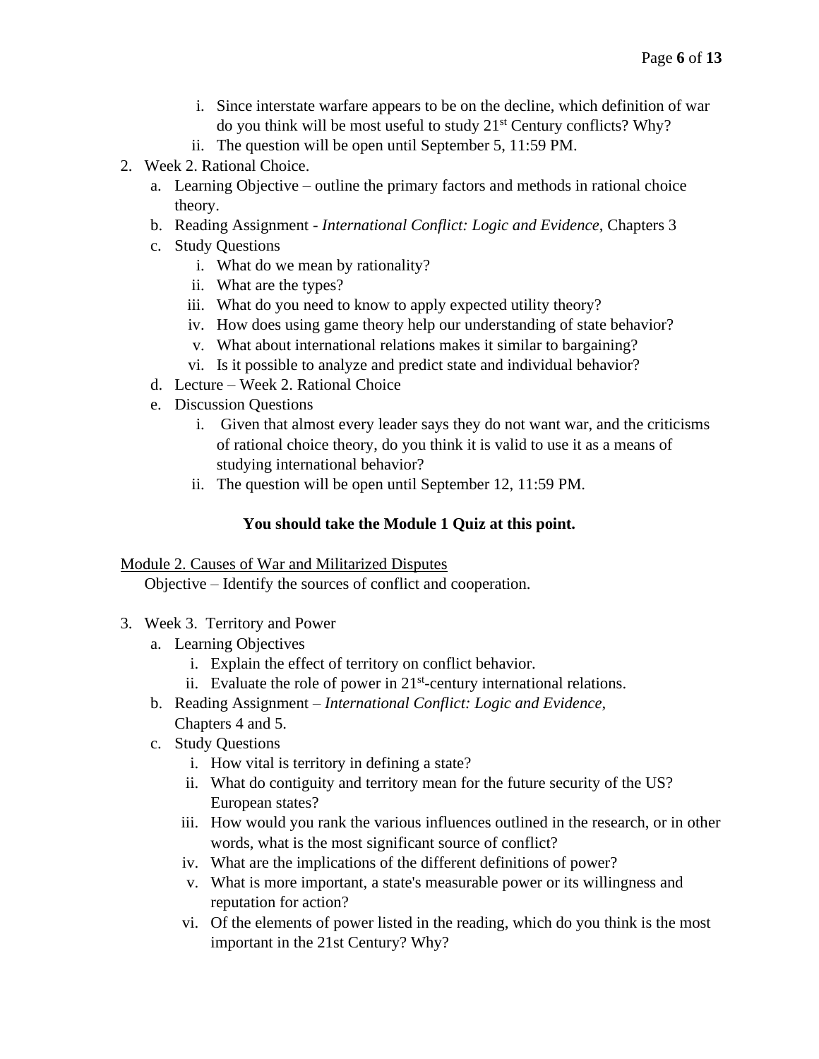i. Since interstate warfare appears to be on the decline, which definition of war do you think will be most useful to study 21st Century conflicts? Why?
ii. The question will be open until September 5, 11:59 PM.

2. Week 2. Rational Choice.
   a. Learning Objective – outline the primary factors and methods in rational choice theory.
   b. Reading Assignment - *International Conflict: Logic and Evidence*, Chapters 3
   c. Study Questions
      i. What do we mean by rationality?
      ii. What are the types?
      iii. What do you need to know to apply expected utility theory?
      iv. How does using game theory help our understanding of state behavior?
      v. What about international relations makes it similar to bargaining?
      vi. Is it possible to analyze and predict state and individual behavior?
   d. Lecture – Week 2. Rational Choice
   e. Discussion Questions
      i. Given that almost every leader says they do not want war, and the criticisms of rational choice theory, do you think it is valid to use it as a means of studying international behavior?
      ii. The question will be open until September 12, 11:59 PM.

**You should take the Module 1 Quiz at this point.**

<u>Module 2. Causes of War and Militarized Disputes</u>

Objective – Identify the sources of conflict and cooperation.

3. Week 3. Territory and Power
   a. Learning Objectives
      i. Explain the effect of territory on conflict behavior.
      ii. Evaluate the role of power in 21st-century international relations.
   b. Reading Assignment – *International Conflict: Logic and Evidence*, Chapters 4 and 5.
   c. Study Questions
      i. How vital is territory in defining a state?
      ii. What do contiguity and territory mean for the future security of the US? European states?
      iii. How would you rank the various influences outlined in the research, or in other words, what is the most significant source of conflict?
      iv. What are the implications of the different definitions of power?
      v. What is more important, a state's measurable power or its willingness and reputation for action?
      vi. Of the elements of power listed in the reading, which do you think is the most important in the 21st Century? Why?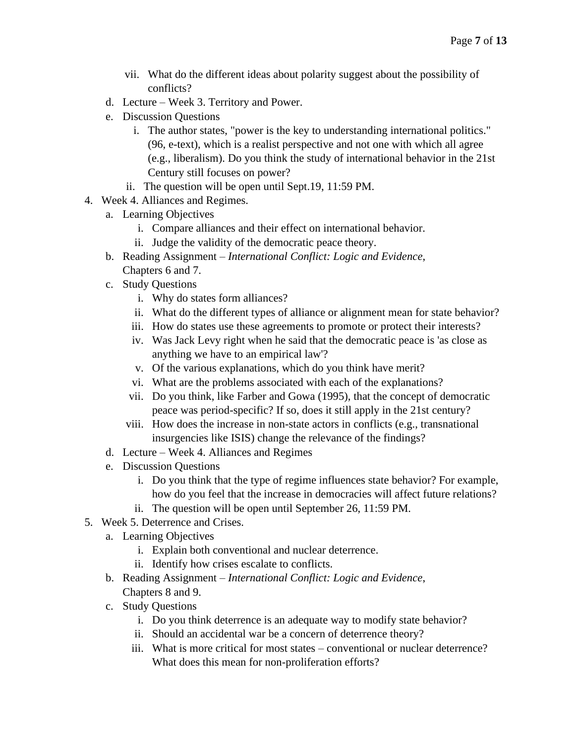vii. What do the different ideas about polarity suggest about the possibility of conflicts?

   d. Lecture – Week 3. Territory and Power.
   e. Discussion Questions
      i. The author states, "power is the key to understanding international politics." (96, e-text), which is a realist perspective and not one with which all agree (e.g., liberalism). Do you think the study of international behavior in the 21st Century still focuses on power?
      ii. The question will be open until Sept.19, 11:59 PM.

4. Week 4. Alliances and Regimes.
   a. Learning Objectives
      i. Compare alliances and their effect on international behavior.
      ii. Judge the validity of the democratic peace theory.
   b. Reading Assignment – *International Conflict: Logic and Evidence*, Chapters 6 and 7.
   c. Study Questions
      i. Why do states form alliances?
      ii. What do the different types of alliance or alignment mean for state behavior?
      iii. How do states use these agreements to promote or protect their interests?
      iv. Was Jack Levy right when he said that the democratic peace is 'as close as anything we have to an empirical law'?
      v. Of the various explanations, which do you think have merit?
      vi. What are the problems associated with each of the explanations?
      vii. Do you think, like Farber and Gowa (1995), that the concept of democratic peace was period-specific? If so, does it still apply in the 21st century?
      viii. How does the increase in non-state actors in conflicts (e.g., transnational insurgencies like ISIS) change the relevance of the findings?
   d. Lecture – Week 4. Alliances and Regimes
   e. Discussion Questions
      i. Do you think that the type of regime influences state behavior? For example, how do you feel that the increase in democracies will affect future relations?
      ii. The question will be open until September 26, 11:59 PM.

5. Week 5. Deterrence and Crises.
   a. Learning Objectives
      i. Explain both conventional and nuclear deterrence.
      ii. Identify how crises escalate to conflicts.
   b. Reading Assignment – *International Conflict: Logic and Evidence*, Chapters 8 and 9.
   c. Study Questions
      i. Do you think deterrence is an adequate way to modify state behavior?
      ii. Should an accidental war be a concern of deterrence theory?
      iii. What is more critical for most states – conventional or nuclear deterrence? What does this mean for non-proliferation efforts?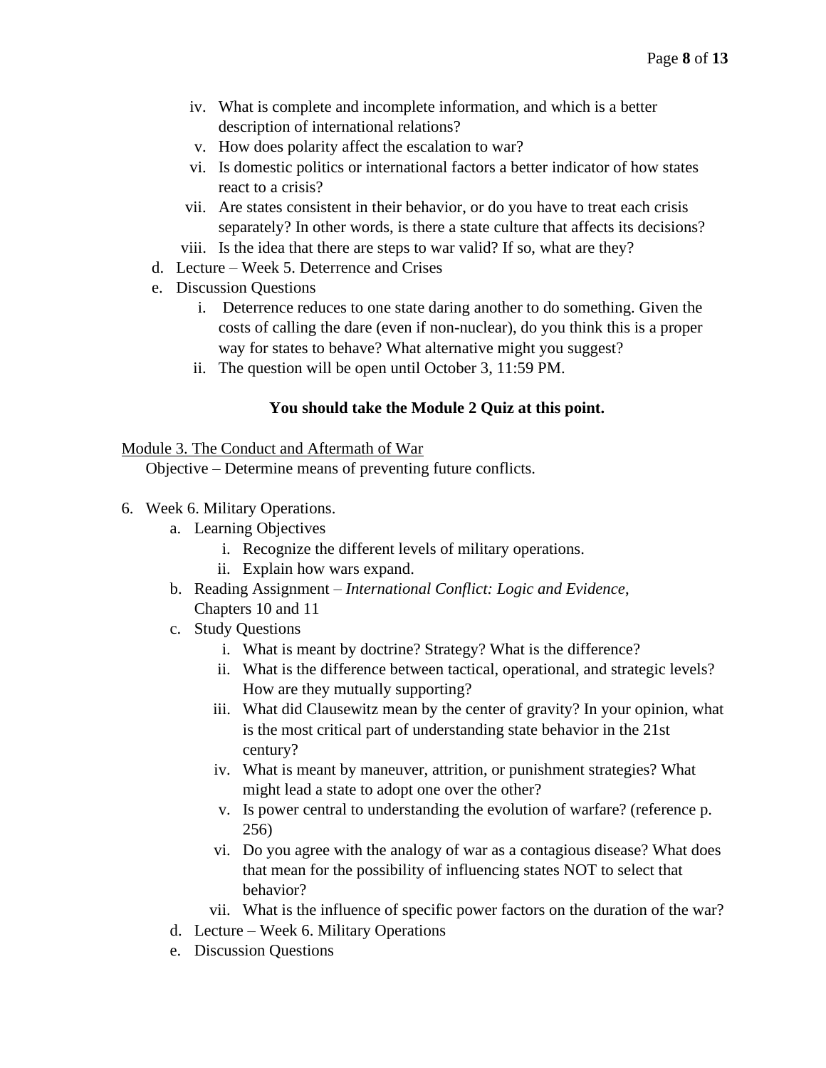iv. What is complete and incomplete information, and which is a better description of international relations?
   v. How does polarity affect the escalation to war?
   vi. Is domestic politics or international factors a better indicator of how states react to a crisis?
   vii. Are states consistent in their behavior, or do you have to treat each crisis separately? In other words, is there a state culture that affects its decisions?
   viii. Is the idea that there are steps to war valid? If so, what are they?

d. Lecture – Week 5. Deterrence and Crises
e. Discussion Questions
   i. Deterrence reduces to one state daring another to do something. Given the costs of calling the dare (even if non-nuclear), do you think this is a proper way for states to behave? What alternative might you suggest?
   ii. The question will be open until October 3, 11:59 PM.

**You should take the Module 2 Quiz at this point.**

<u>Module 3. The Conduct and Aftermath of War</u>

Objective – Determine means of preventing future conflicts.

6. Week 6. Military Operations.
   a. Learning Objectives
      i. Recognize the different levels of military operations.
      ii. Explain how wars expand.
   b. Reading Assignment – *International Conflict: Logic and Evidence*, Chapters 10 and 11
   c. Study Questions
      i. What is meant by doctrine? Strategy? What is the difference?
      ii. What is the difference between tactical, operational, and strategic levels? How are they mutually supporting?
      iii. What did Clausewitz mean by the center of gravity? In your opinion, what is the most critical part of understanding state behavior in the 21st century?
      iv. What is meant by maneuver, attrition, or punishment strategies? What might lead a state to adopt one over the other?
      v. Is power central to understanding the evolution of warfare? (reference p. 256)
      vi. Do you agree with the analogy of war as a contagious disease? What does that mean for the possibility of influencing states NOT to select that behavior?
      vii. What is the influence of specific power factors on the duration of the war?
   d. Lecture – Week 6. Military Operations
   e. Discussion Questions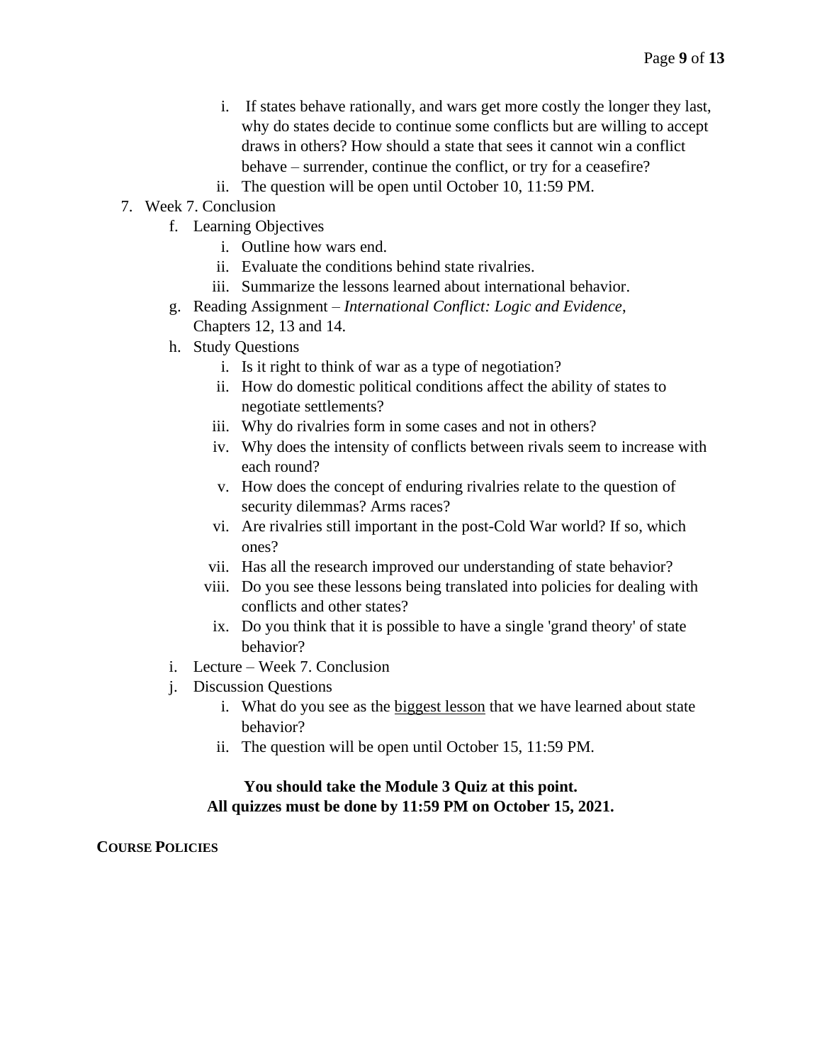i. If states behave rationally, and wars get more costly the longer they last, why do states decide to continue some conflicts but are willing to accept draws in others? How should a state that sees it cannot win a conflict behave – surrender, continue the conflict, or try for a ceasefire?
        ii. The question will be open until October 10, 11:59 PM.

7. Week 7. Conclusion
    f. Learning Objectives
        i. Outline how wars end.
        ii. Evaluate the conditions behind state rivalries.
        iii. Summarize the lessons learned about international behavior.
    g. Reading Assignment – *International Conflict: Logic and Evidence*, Chapters 12, 13 and 14.
    h. Study Questions
        i. Is it right to think of war as a type of negotiation?
        ii. How do domestic political conditions affect the ability of states to negotiate settlements?
        iii. Why do rivalries form in some cases and not in others?
        iv. Why does the intensity of conflicts between rivals seem to increase with each round?
        v. How does the concept of enduring rivalries relate to the question of security dilemmas? Arms races?
        vi. Are rivalries still important in the post-Cold War world? If so, which ones?
        vii. Has all the research improved our understanding of state behavior?
        viii. Do you see these lessons being translated into policies for dealing with conflicts and other states?
        ix. Do you think that it is possible to have a single 'grand theory' of state behavior?
    i. Lecture – Week 7. Conclusion
    j. Discussion Questions
        i. What do you see as the <u>biggest lesson</u> that we have learned about state behavior?
        ii. The question will be open until October 15, 11:59 PM.

**You should take the Module 3 Quiz at this point.**
**All quizzes must be done by 11:59 PM on October 15, 2021.**

**COURSE POLICIES**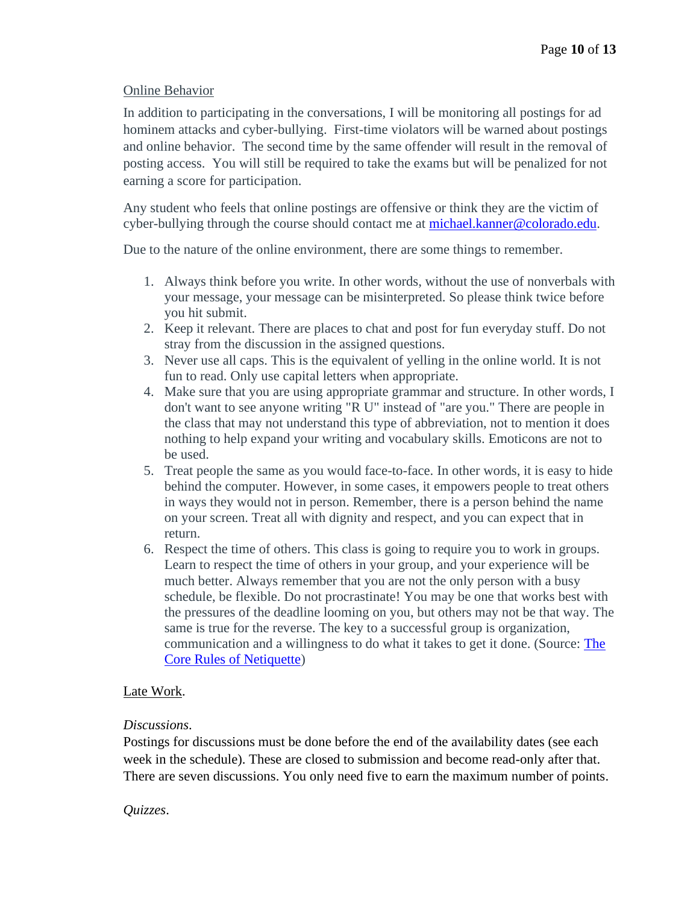Online Behavior

In addition to participating in the conversations, I will be monitoring all postings for ad hominem attacks and cyber-bullying. First-time violators will be warned about postings and online behavior. The second time by the same offender will result in the removal of posting access. You will still be required to take the exams but will be penalized for not earning a score for participation.

Any student who feels that online postings are offensive or think they are the victim of cyber-bullying through the course should contact me at [michael.kanner@colorado.edu](mailto:michael.kanner@colorado.edu).

Due to the nature of the online environment, there are some things to remember.

1. Always think before you write. In other words, without the use of nonverbals with your message, your message can be misinterpreted. So please think twice before you hit submit.
2. Keep it relevant. There are places to chat and post for fun everyday stuff. Do not stray from the discussion in the assigned questions.
3. Never use all caps. This is the equivalent of yelling in the online world. It is not fun to read. Only use capital letters when appropriate.
4. Make sure that you are using appropriate grammar and structure. In other words, I don't want to see anyone writing "R U" instead of "are you." There are people in the class that may not understand this type of abbreviation, not to mention it does nothing to help expand your writing and vocabulary skills. Emoticons are not to be used.
5. Treat people the same as you would face-to-face. In other words, it is easy to hide behind the computer. However, in some cases, it empowers people to treat others in ways they would not in person. Remember, there is a person behind the name on your screen. Treat all with dignity and respect, and you can expect that in return.
6. Respect the time of others. This class is going to require you to work in groups. Learn to respect the time of others in your group, and your experience will be much better. Always remember that you are not the only person with a busy schedule, be flexible. Do not procrastinate! You may be one that works best with the pressures of the deadline looming on you, but others may not be that way. The same is true for the reverse. The key to a successful group is organization, communication and a willingness to do what it takes to get it done. (Source: The Core Rules of Netiquette)

Late Work.

*Discussions*.
Postings for discussions must be done before the end of the availability dates (see each week in the schedule). These are closed to submission and become read-only after that. There are seven discussions. You only need five to earn the maximum number of points.

*Quizzes*.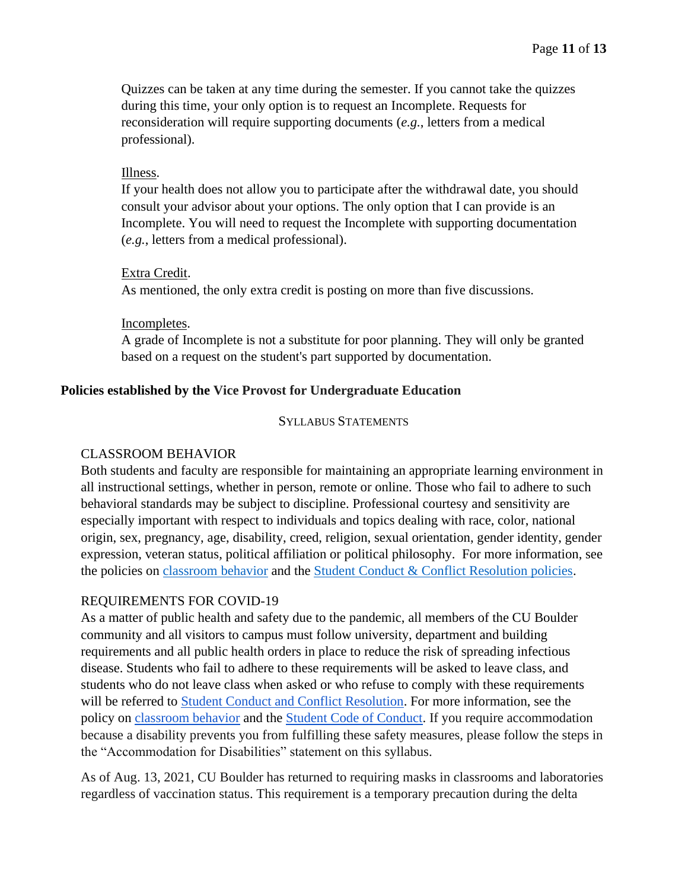Quizzes can be taken at any time during the semester. If you cannot take the quizzes during this time, your only option is to request an Incomplete. Requests for reconsideration will require supporting documents (*e.g.*, letters from a medical professional).

Illness.
If your health does not allow you to participate after the withdrawal date, you should consult your advisor about your options. The only option that I can provide is an Incomplete. You will need to request the Incomplete with supporting documentation (*e.g.*, letters from a medical professional).

Extra Credit.
As mentioned, the only extra credit is posting on more than five discussions.

Incompletes.
A grade of Incomplete is not a substitute for poor planning. They will only be granted based on a request on the student's part supported by documentation.

## Policies established by the Vice Provost for Undergraduate Education

### SYLLABUS STATEMENTS

#### CLASSROOM BEHAVIOR

Both students and faculty are responsible for maintaining an appropriate learning environment in all instructional settings, whether in person, remote or online. Those who fail to adhere to such behavioral standards may be subject to discipline. Professional courtesy and sensitivity are especially important with respect to individuals and topics dealing with race, color, national origin, sex, pregnancy, age, disability, creed, religion, sexual orientation, gender identity, gender expression, veteran status, political affiliation or political philosophy. For more information, see the policies on classroom behavior and the Student Conduct & Conflict Resolution policies.

#### REQUIREMENTS FOR COVID-19

As a matter of public health and safety due to the pandemic, all members of the CU Boulder community and all visitors to campus must follow university, department and building requirements and all public health orders in place to reduce the risk of spreading infectious disease. Students who fail to adhere to these requirements will be asked to leave class, and students who do not leave class when asked or who refuse to comply with these requirements will be referred to Student Conduct and Conflict Resolution. For more information, see the policy on classroom behavior and the Student Code of Conduct. If you require accommodation because a disability prevents you from fulfilling these safety measures, please follow the steps in the "Accommodation for Disabilities" statement on this syllabus.

As of Aug. 13, 2021, CU Boulder has returned to requiring masks in classrooms and laboratories regardless of vaccination status. This requirement is a temporary precaution during the delta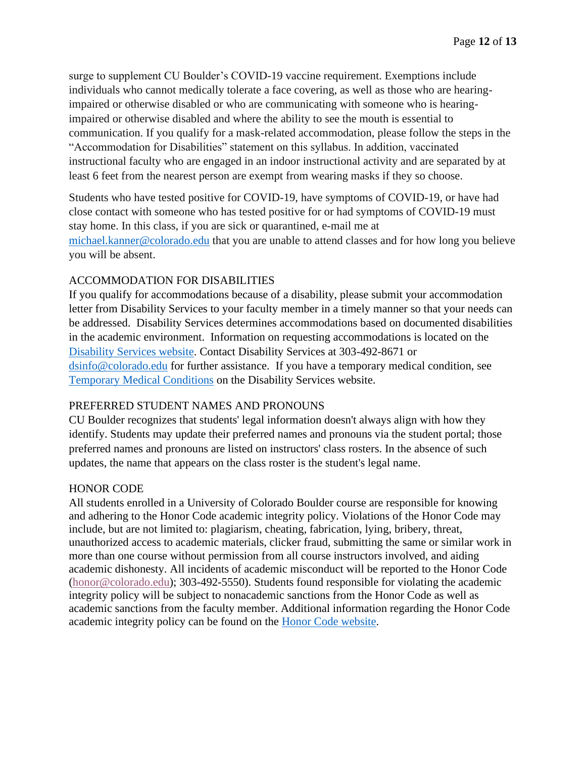surge to supplement CU Boulder's COVID-19 vaccine requirement. Exemptions include individuals who cannot medically tolerate a face covering, as well as those who are hearing-impaired or otherwise disabled or who are communicating with someone who is hearing-impaired or otherwise disabled and where the ability to see the mouth is essential to communication. If you qualify for a mask-related accommodation, please follow the steps in the "Accommodation for Disabilities" statement on this syllabus. In addition, vaccinated instructional faculty who are engaged in an indoor instructional activity and are separated by at least 6 feet from the nearest person are exempt from wearing masks if they so choose.

Students who have tested positive for COVID-19, have symptoms of COVID-19, or have had close contact with someone who has tested positive for or had symptoms of COVID-19 must stay home. In this class, if you are sick or quarantined, e-mail me at michael.kanner@colorado.edu that you are unable to attend classes and for how long you believe you will be absent.

## ACCOMMODATION FOR DISABILITIES

If you qualify for accommodations because of a disability, please submit your accommodation letter from Disability Services to your faculty member in a timely manner so that your needs can be addressed. Disability Services determines accommodations based on documented disabilities in the academic environment. Information on requesting accommodations is located on the Disability Services website. Contact Disability Services at 303-492-8671 or dsinfo@colorado.edu for further assistance. If you have a temporary medical condition, see Temporary Medical Conditions on the Disability Services website.

## PREFERRED STUDENT NAMES AND PRONOUNS

CU Boulder recognizes that students' legal information doesn't always align with how they identify. Students may update their preferred names and pronouns via the student portal; those preferred names and pronouns are listed on instructors' class rosters. In the absence of such updates, the name that appears on the class roster is the student's legal name.

## HONOR CODE

All students enrolled in a University of Colorado Boulder course are responsible for knowing and adhering to the Honor Code academic integrity policy. Violations of the Honor Code may include, but are not limited to: plagiarism, cheating, fabrication, lying, bribery, threat, unauthorized access to academic materials, clicker fraud, submitting the same or similar work in more than one course without permission from all course instructors involved, and aiding academic dishonesty. All incidents of academic misconduct will be reported to the Honor Code (honor@colorado.edu); 303-492-5550). Students found responsible for violating the academic integrity policy will be subject to nonacademic sanctions from the Honor Code as well as academic sanctions from the faculty member. Additional information regarding the Honor Code academic integrity policy can be found on the Honor Code website.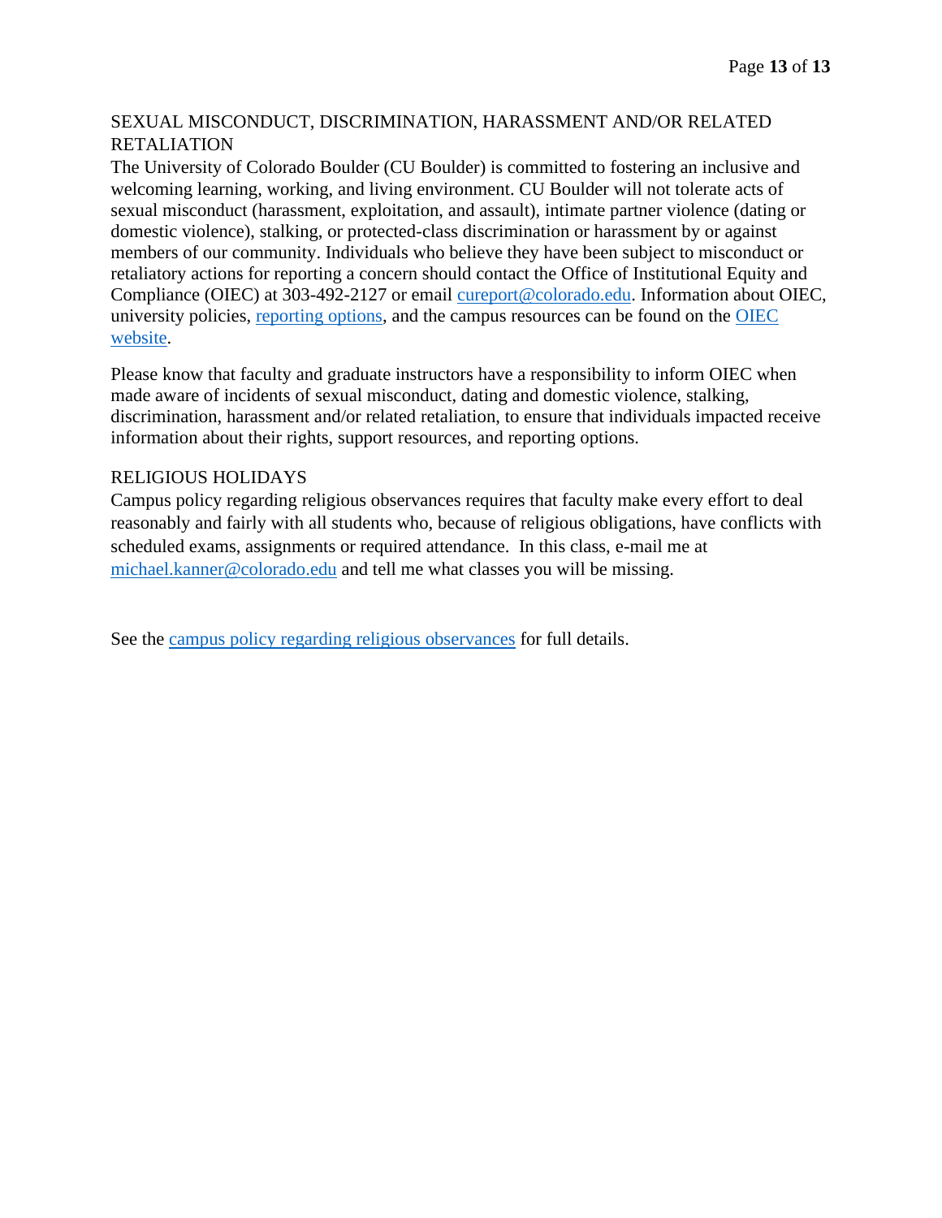## SEXUAL MISCONDUCT, DISCRIMINATION, HARASSMENT AND/OR RELATED RETALIATION

The University of Colorado Boulder (CU Boulder) is committed to fostering an inclusive and welcoming learning, working, and living environment. CU Boulder will not tolerate acts of sexual misconduct (harassment, exploitation, and assault), intimate partner violence (dating or domestic violence), stalking, or protected-class discrimination or harassment by or against members of our community. Individuals who believe they have been subject to misconduct or retaliatory actions for reporting a concern should contact the Office of Institutional Equity and Compliance (OIEC) at 303-492-2127 or email cureport@colorado.edu. Information about OIEC, university policies, reporting options, and the campus resources can be found on the OIEC website.

Please know that faculty and graduate instructors have a responsibility to inform OIEC when made aware of incidents of sexual misconduct, dating and domestic violence, stalking, discrimination, harassment and/or related retaliation, to ensure that individuals impacted receive information about their rights, support resources, and reporting options.

## RELIGIOUS HOLIDAYS

Campus policy regarding religious observances requires that faculty make every effort to deal reasonably and fairly with all students who, because of religious obligations, have conflicts with scheduled exams, assignments or required attendance. In this class, e-mail me at michael.kanner@colorado.edu and tell me what classes you will be missing.

See the campus policy regarding religious observances for full details.